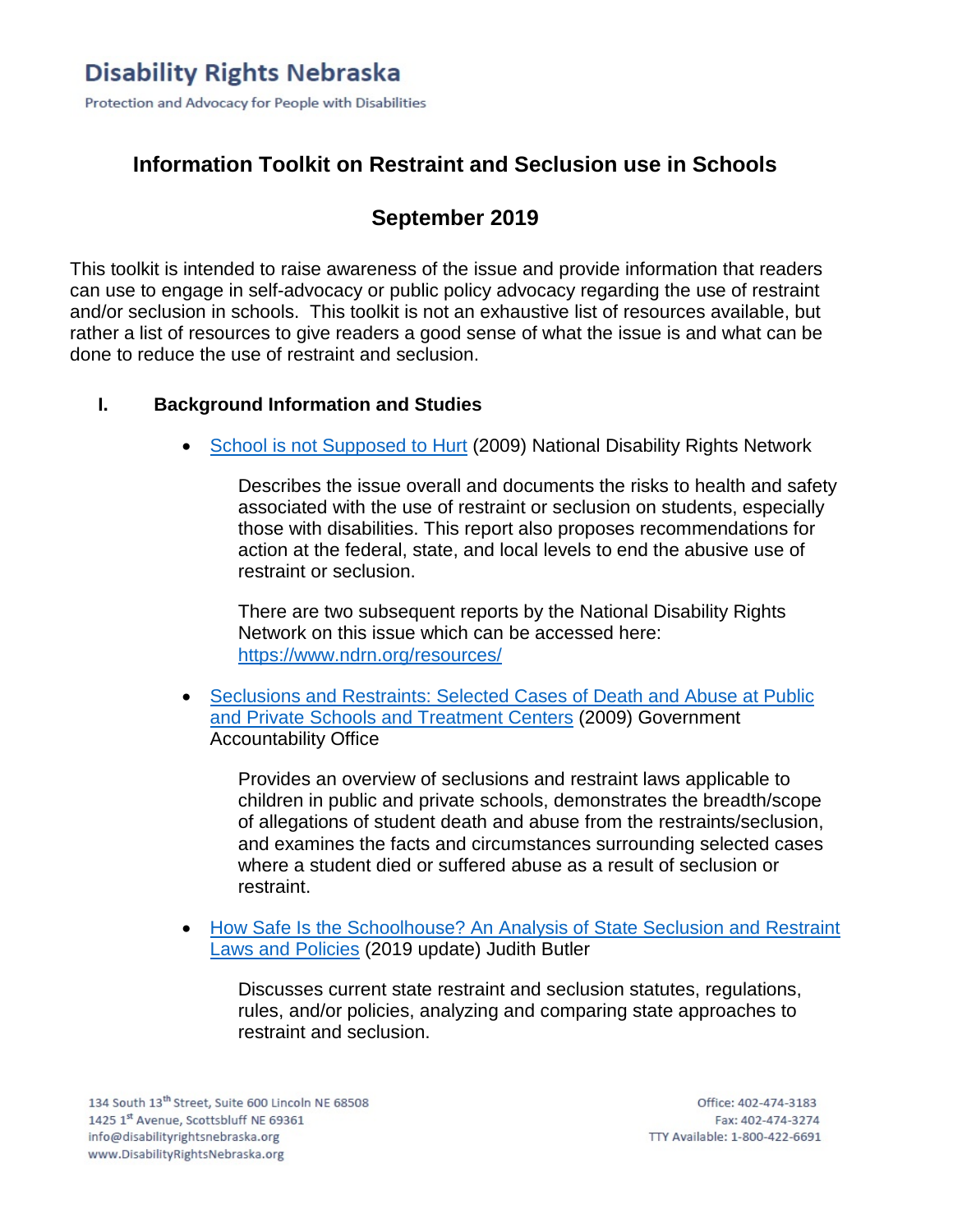Disability Rights Nebraska

Protection and Advocacy for People with Disabilities

# Information Toolkit on Restraint and Seclusion use in Schools

## September 2019

This toolkit is intended to raise awareness of the issue and provide information that readers can use to engage in self-advocacy or public policy advocacy regarding the use of restraint and/or seclusion in schools. This toolkit is not an exhaustive list of resources available, but rather a list of resources to give readers a good sense of what the issue is and what can be done to reduce the use of restraint and seclusion.

### I. Background Information and Studies

- School is not Supposed to Hurt (2009) National Disability Rights Network

  Describes the issue overall and documents the risks to health and safety associated with the use of restraint or seclusion on students, especially those with disabilities. This report also proposes recommendations for action at the federal, state, and local levels to end the abusive use of restraint or seclusion.

  There are two subsequent reports by the National Disability Rights Network on this issue which can be accessed here: https://www.ndrn.org/resources/

- Seclusions and Restraints: Selected Cases of Death and Abuse at Public and Private Schools and Treatment Centers (2009) Government Accountability Office

  Provides an overview of seclusions and restraint laws applicable to children in public and private schools, demonstrates the breadth/scope of allegations of student death and abuse from the restraints/seclusion, and examines the facts and circumstances surrounding selected cases where a student died or suffered abuse as a result of seclusion or restraint.

- How Safe Is the Schoolhouse? An Analysis of State Seclusion and Restraint Laws and Policies (2019 update) Judith Butler

  Discusses current state restraint and seclusion statutes, regulations, rules, and/or policies, analyzing and comparing state approaches to restraint and seclusion.

134 South 13th Street, Suite 600 Lincoln NE 68508
1425 1st Avenue, Scottsbluff NE 69361
info@disabilityrightsnebraska.org
www.DisabilityRightsNebraska.org

Office: 402-474-3183
Fax: 402-474-3274
TTY Available: 1-800-422-6691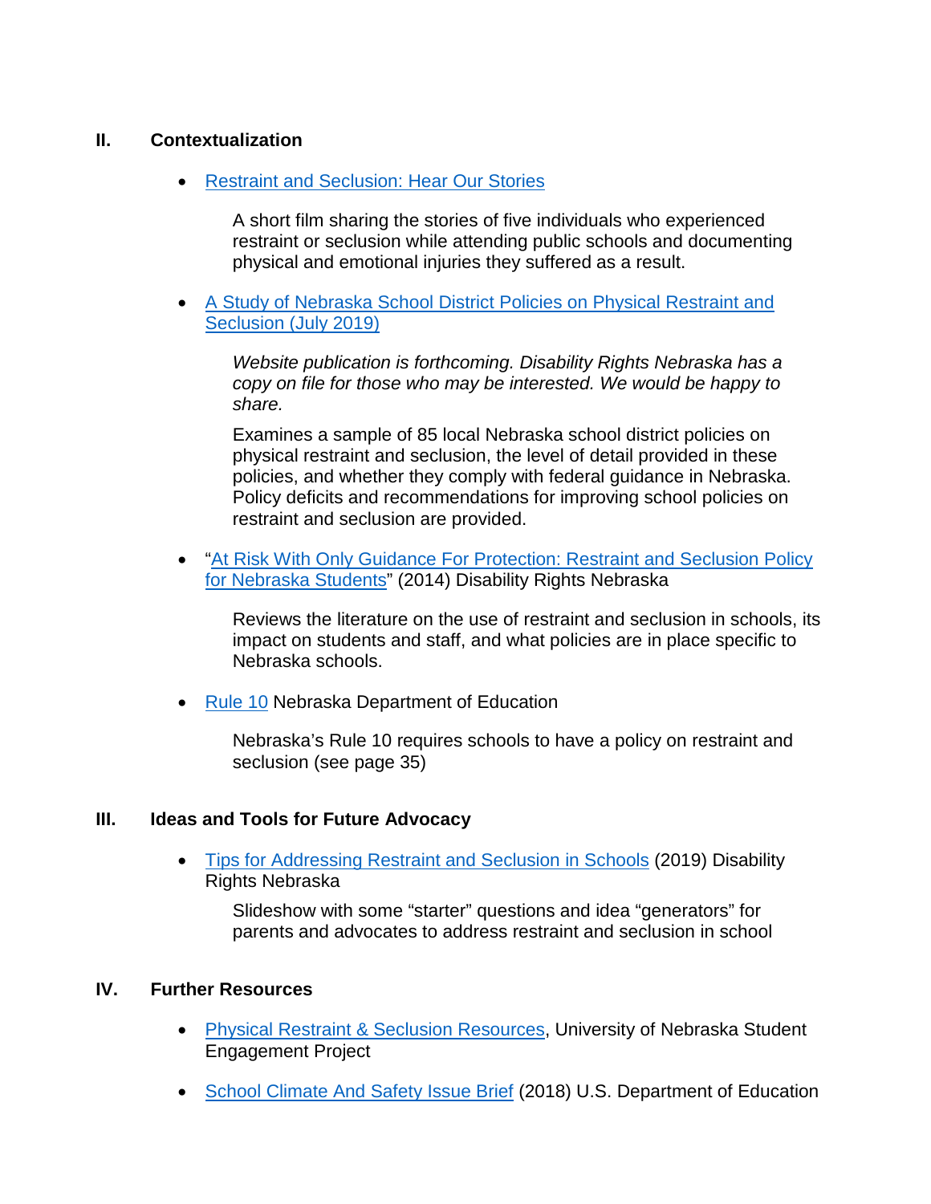## II. Contextualization

- [Restraint and Seclusion: Hear Our Stories]

  A short film sharing the stories of five individuals who experienced restraint or seclusion while attending public schools and documenting physical and emotional injuries they suffered as a result.

- [A Study of Nebraska School District Policies on Physical Restraint and Seclusion (July 2019)]

  *Website publication is forthcoming. Disability Rights Nebraska has a copy on file for those who may be interested. We would be happy to share.*

  Examines a sample of 85 local Nebraska school district policies on physical restraint and seclusion, the level of detail provided in these policies, and whether they comply with federal guidance in Nebraska. Policy deficits and recommendations for improving school policies on restraint and seclusion are provided.

- "[At Risk With Only Guidance For Protection: Restraint and Seclusion Policy for Nebraska Students]" (2014) Disability Rights Nebraska

  Reviews the literature on the use of restraint and seclusion in schools, its impact on students and staff, and what policies are in place specific to Nebraska schools.

- [Rule 10] Nebraska Department of Education

  Nebraska's Rule 10 requires schools to have a policy on restraint and seclusion (see page 35)

## III. Ideas and Tools for Future Advocacy

- [Tips for Addressing Restraint and Seclusion in Schools] (2019) Disability Rights Nebraska

  Slideshow with some "starter" questions and idea "generators" for parents and advocates to address restraint and seclusion in school

## IV. Further Resources

- [Physical Restraint & Seclusion Resources], University of Nebraska Student Engagement Project
- [School Climate And Safety Issue Brief] (2018) U.S. Department of Education